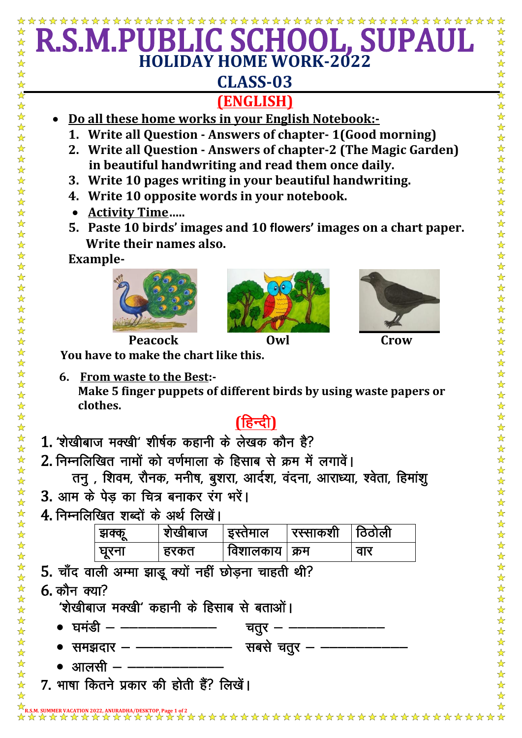# R.S.M.PUBLIC SCHOOL, SUPAUL

## HOLIDAY HOME WORK-2022

## CLASS-03

## (ENGLISH)

- **Do all these home works in your English Notebook:-**
  1. **Write all Question - Answers of chapter- 1(Good morning)**
  2. **Write all Question - Answers of chapter-2 (The Magic Garden) in beautiful handwriting and read them once daily.**
  3. **Write 10 pages writing in your beautiful handwriting.**
  4. **Write 10 opposite words in your notebook.**
- **Activity Time.....**
  5. **Paste 10 birds' images and 10 flowers' images on a chart paper. Write their names also.**

**Example-**

**Peacock** **Owl** **Crow**

**You have to make the chart like this.**

6. **From waste to the Best:-**
   **Make 5 finger puppets of different birds by using waste papers or clothes.**

## (हिन्दी)

1. 'शेखीबाज मक्खी' शीर्षक कहानी के लेखक कौन है?
2. निम्नलिखित नामों को वर्णमाला के हिसाब से क्रम में लगावें।
   तनु , शिवम, रौनक, मनीष, बुशरा, आर्दश, वंदना, आराध्या, श्वेता, हिमांशु
3. आम के पेड़ का चित्र बनाकर रंग भरें।
4. निम्नलिखित शब्दों के अर्थ लिखें।

| झक्कू | शेखीबाज | इस्तेमाल | रस्साकशी | ठिठोली |
|---|---|---|---|---|
| घूरना | हरकत | विशालकाय | क्रम | वार |

5. चाँद वाली अम्मा झाड़ू क्यों नहीं छोड़ना चाहती थी?
6. कौन क्या?
   'शेखीबाज मक्खी' कहानी के हिसाब से बताओं।
   - घमंडी – ———————— चतुर – ————————
   - समझदार – ———————— सबसे चतुर – ————————
   - आलसी – ————————
7. भाषा कितने प्रकार की होती हैं? लिखें।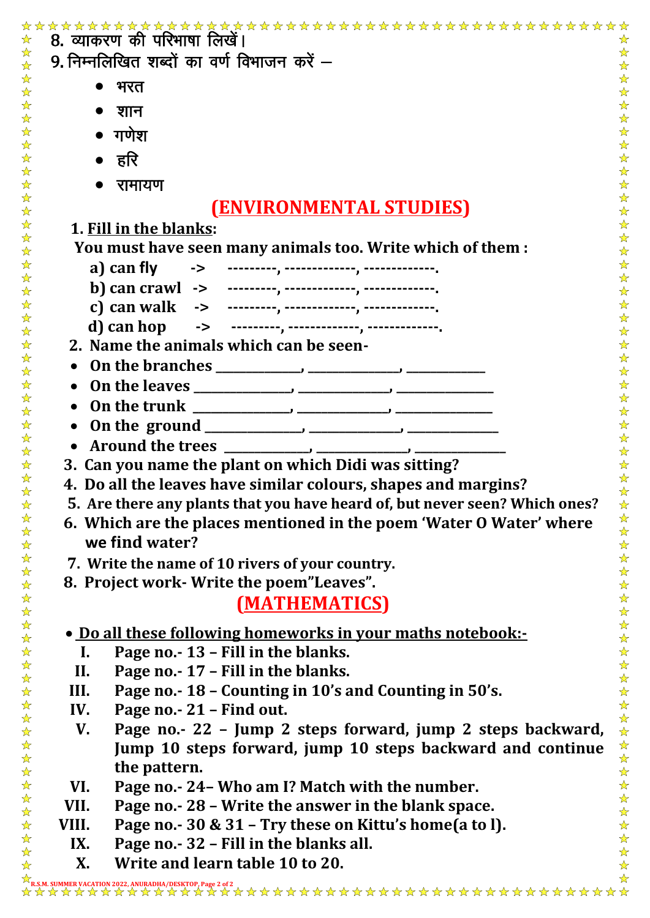8. व्याकरण की परिभाषा लिखें।

9. निम्नलिखित शब्दों का वर्ण विभाजन करें –

- भरत
- शान
- गणेश
- हरि
- रामायण

## (ENVIRONMENTAL STUDIES)

**1. Fill in the blanks:**

**You must have seen many animals too. Write which of them :**

**a) can fly -> ---------, -------------, -------------.**

**b) can crawl -> ---------, -------------, -------------.**

**c) can walk -> ---------, -------------, -------------.**

**d) can hop -> ---------, -------------, -------------.**

**2. Name the animals which can be seen-**

- **On the branches ______________, _______________, _____________**
- **On the leaves ________________, _______________, ________________**
- **On the trunk ________________, _______________, ________________**
- **On the ground ________________, _______________, _______________**
- **Around the trees ______________, _______________, _______________**

**3. Can you name the plant on which Didi was sitting?**

**4. Do all the leaves have similar colours, shapes and margins?**

**5. Are there any plants that you have heard of, but never seen? Which ones?**

**6. Which are the places mentioned in the poem 'Water O Water' where we find water?**

**7. Write the name of 10 rivers of your country.**

**8. Project work- Write the poem"Leaves".**

## (MATHEMATICS)

- **Do all these following homeworks in your maths notebook:-**

**I. Page no.- 13 – Fill in the blanks.**

**II. Page no.- 17 – Fill in the blanks.**

**III. Page no.- 18 – Counting in 10's and Counting in 50's.**

**IV. Page no.- 21 – Find out.**

**V. Page no.- 22 – Jump 2 steps forward, jump 2 steps backward, Jump 10 steps forward, jump 10 steps backward and continue the pattern.**

**VI. Page no.- 24– Who am I? Match with the number.**

**VII. Page no.- 28 – Write the answer in the blank space.**

**VIII. Page no.- 30 & 31 – Try these on Kittu's home(a to l).**

**IX. Page no.- 32 – Fill in the blanks all.**

**X. Write and learn table 10 to 20.**